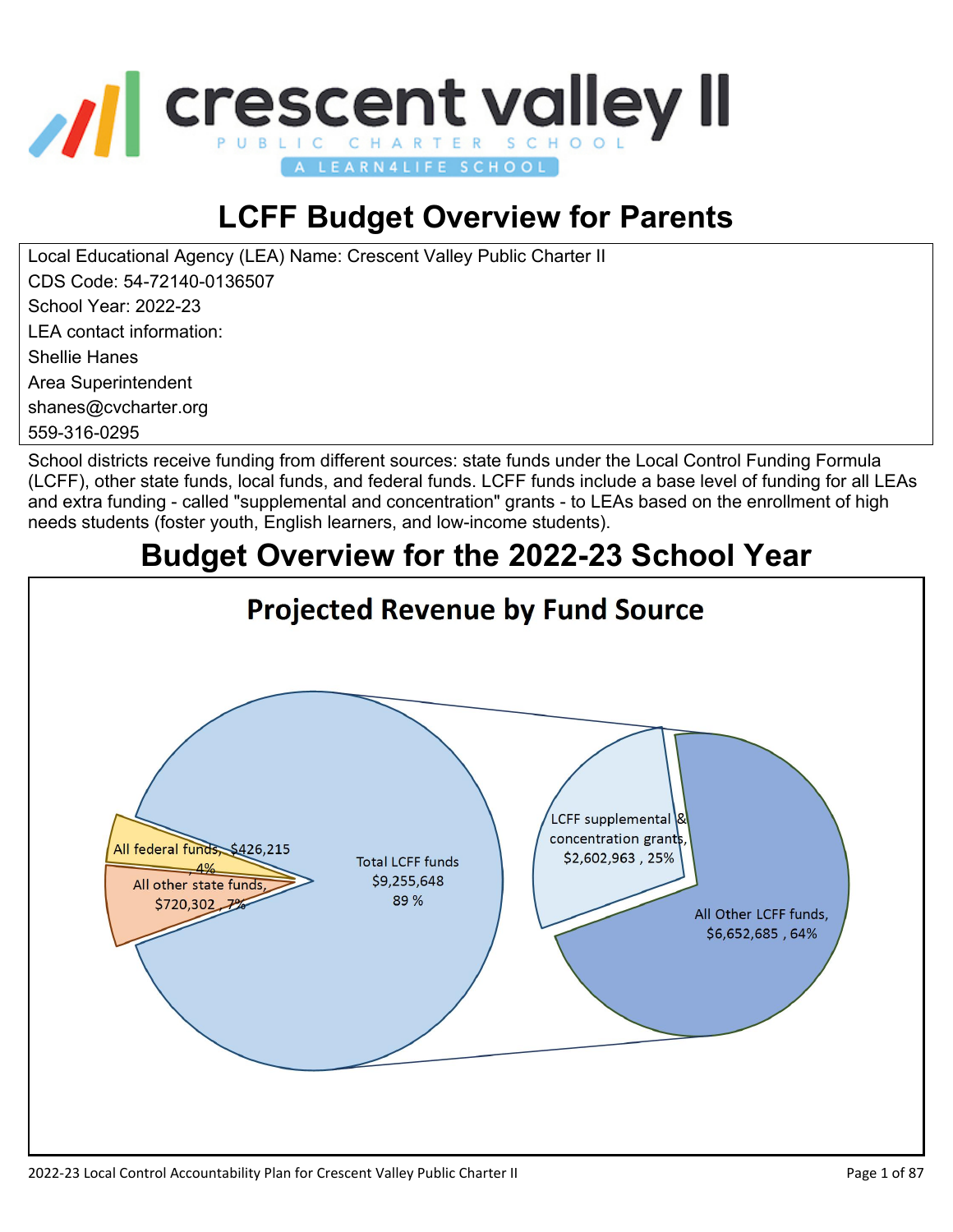# LCFF Budget Overview for Parents

Local Educational Agency (LEA) Name: Crescent Valley Public Charter II
CDS Code: 54-72140-0136507
School Year: 2022-23
LEA contact information:
Shellie Hanes
Area Superintendent
shanes@cvcharter.org
559-316-0295

School districts receive funding from different sources: state funds under the Local Control Funding Formula (LCFF), other state funds, local funds, and federal funds. LCFF funds include a base level of funding for all LEAs and extra funding - called "supplemental and concentration" grants - to LEAs based on the enrollment of high needs students (foster youth, English learners, and low-income students).

## Budget Overview for the 2022-23 School Year

### Projected Revenue by Fund Source

- All federal funds, $426,215, 4%
- All other state funds, $720,302, 7%
- Total LCFF funds, $9,255,648, 89 %
  - LCFF supplemental & concentration grants, $2,602,963, 25%
  - All Other LCFF funds, $6,652,685, 64%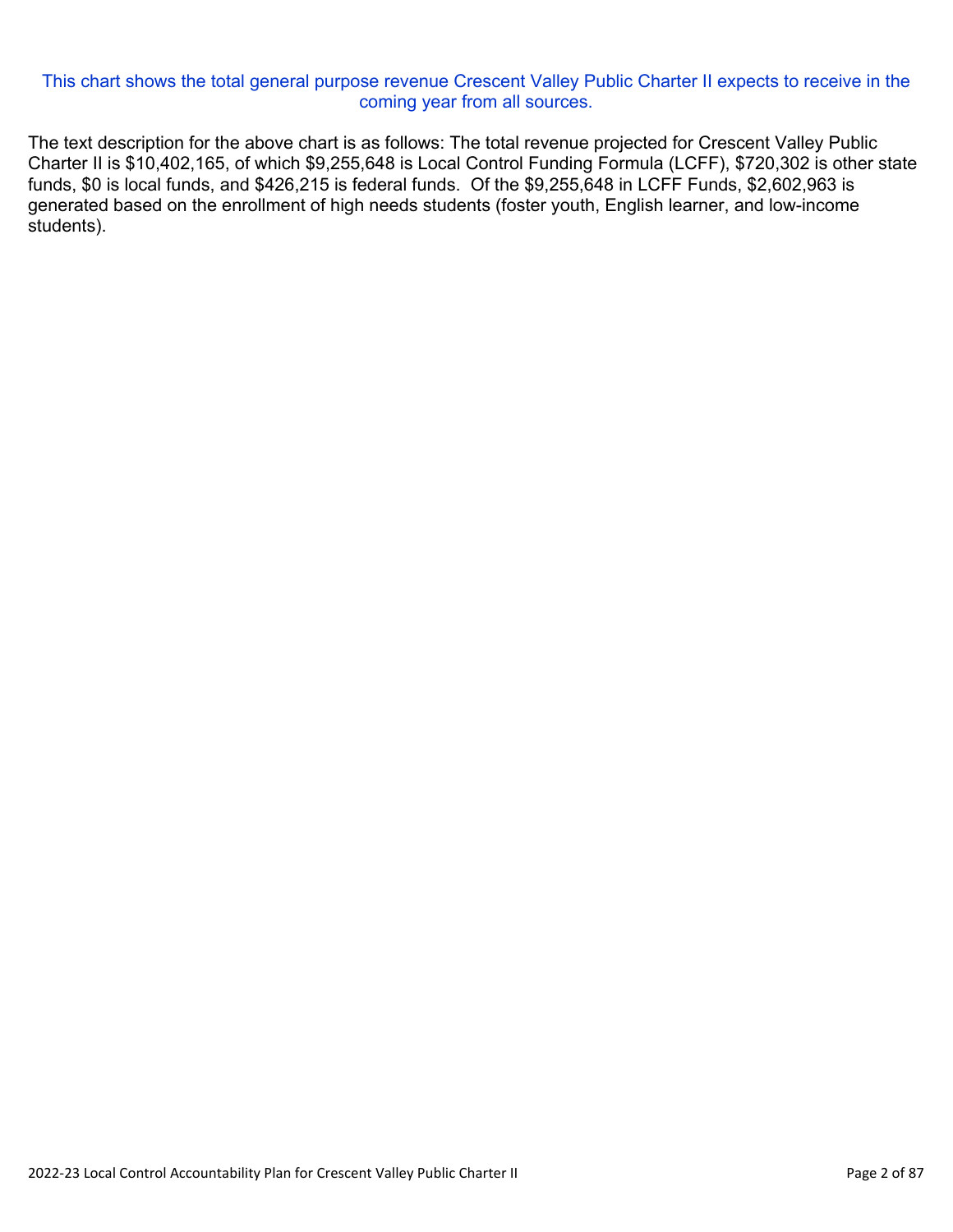This chart shows the total general purpose revenue Crescent Valley Public Charter II expects to receive in the coming year from all sources.

The text description for the above chart is as follows: The total revenue projected for Crescent Valley Public Charter II is $10,402,165, of which $9,255,648 is Local Control Funding Formula (LCFF), $720,302 is other state funds, $0 is local funds, and $426,215 is federal funds. Of the $9,255,648 in LCFF Funds, $2,602,963 is generated based on the enrollment of high needs students (foster youth, English learner, and low-income students).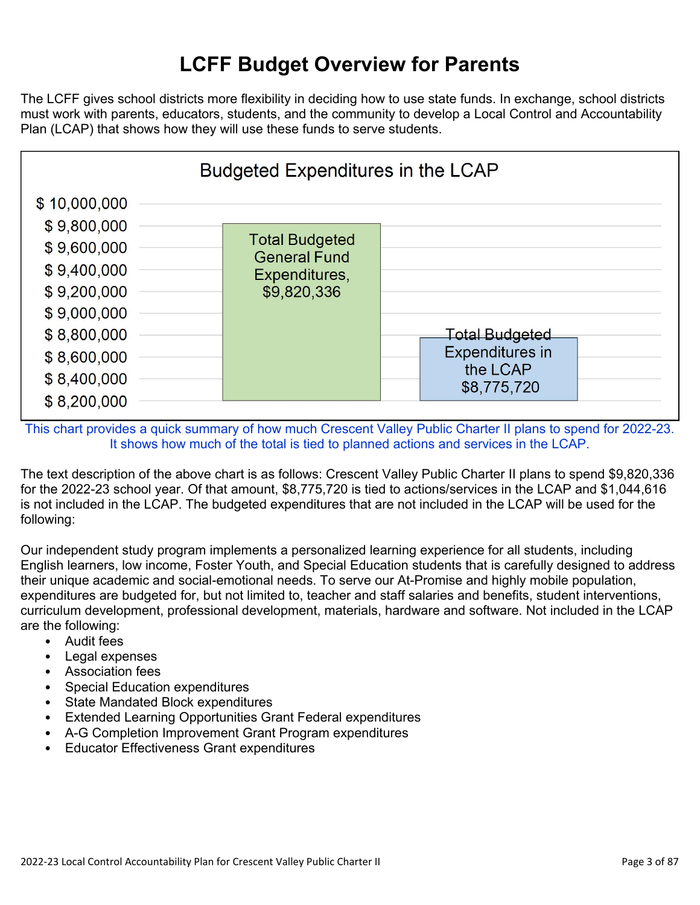# LCFF Budget Overview for Parents

The LCFF gives school districts more flexibility in deciding how to use state funds. In exchange, school districts must work with parents, educators, students, and the community to develop a Local Control and Accountability Plan (LCAP) that shows how they will use these funds to serve students.

**Budgeted Expenditures in the LCAP**

| Category | Amount |
|---|---|
| Total Budgeted General Fund Expenditures | $9,820,336 |
| Total Budgeted Expenditures in the LCAP | $8,775,720 |

This chart provides a quick summary of how much Crescent Valley Public Charter II plans to spend for 2022-23. It shows how much of the total is tied to planned actions and services in the LCAP.

The text description of the above chart is as follows: Crescent Valley Public Charter II plans to spend $9,820,336 for the 2022-23 school year. Of that amount, $8,775,720 is tied to actions/services in the LCAP and $1,044,616 is not included in the LCAP. The budgeted expenditures that are not included in the LCAP will be used for the following:

Our independent study program implements a personalized learning experience for all students, including English learners, low income, Foster Youth, and Special Education students that is carefully designed to address their unique academic and social-emotional needs. To serve our At-Promise and highly mobile population, expenditures are budgeted for, but not limited to, teacher and staff salaries and benefits, student interventions, curriculum development, professional development, materials, hardware and software. Not included in the LCAP are the following:

- Audit fees
- Legal expenses
- Association fees
- Special Education expenditures
- State Mandated Block expenditures
- Extended Learning Opportunities Grant Federal expenditures
- A-G Completion Improvement Grant Program expenditures
- Educator Effectiveness Grant expenditures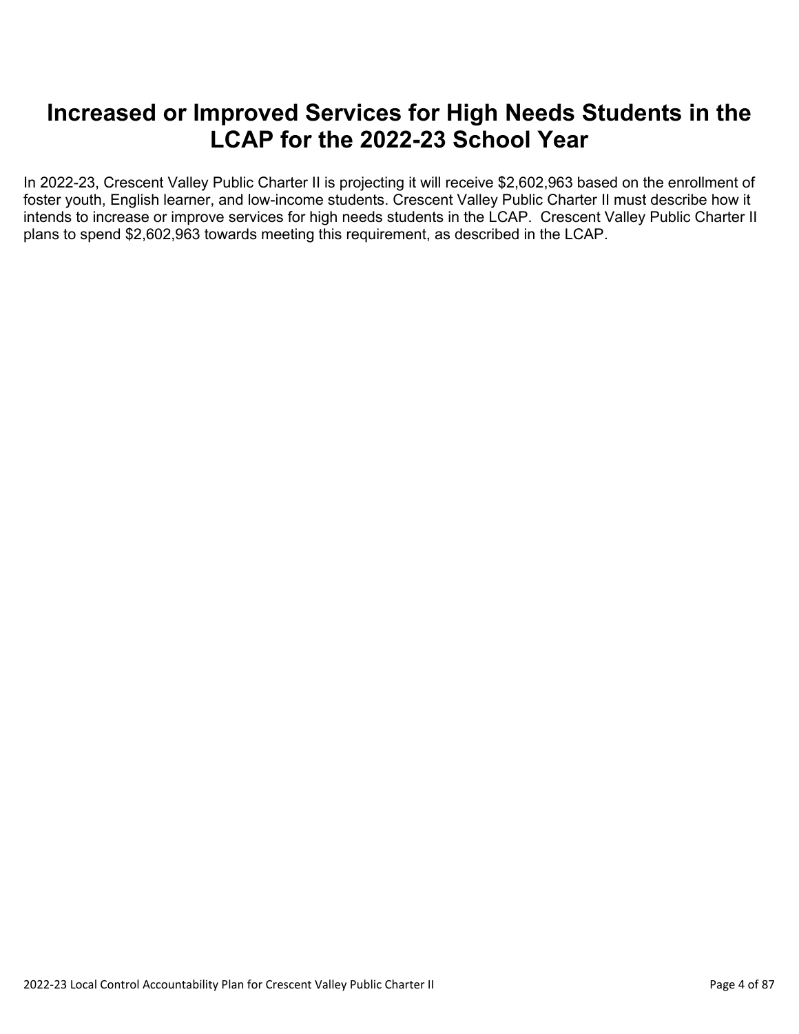# Increased or Improved Services for High Needs Students in the LCAP for the 2022-23 School Year

In 2022-23, Crescent Valley Public Charter II is projecting it will receive $2,602,963 based on the enrollment of foster youth, English learner, and low-income students. Crescent Valley Public Charter II must describe how it intends to increase or improve services for high needs students in the LCAP. Crescent Valley Public Charter II plans to spend $2,602,963 towards meeting this requirement, as described in the LCAP.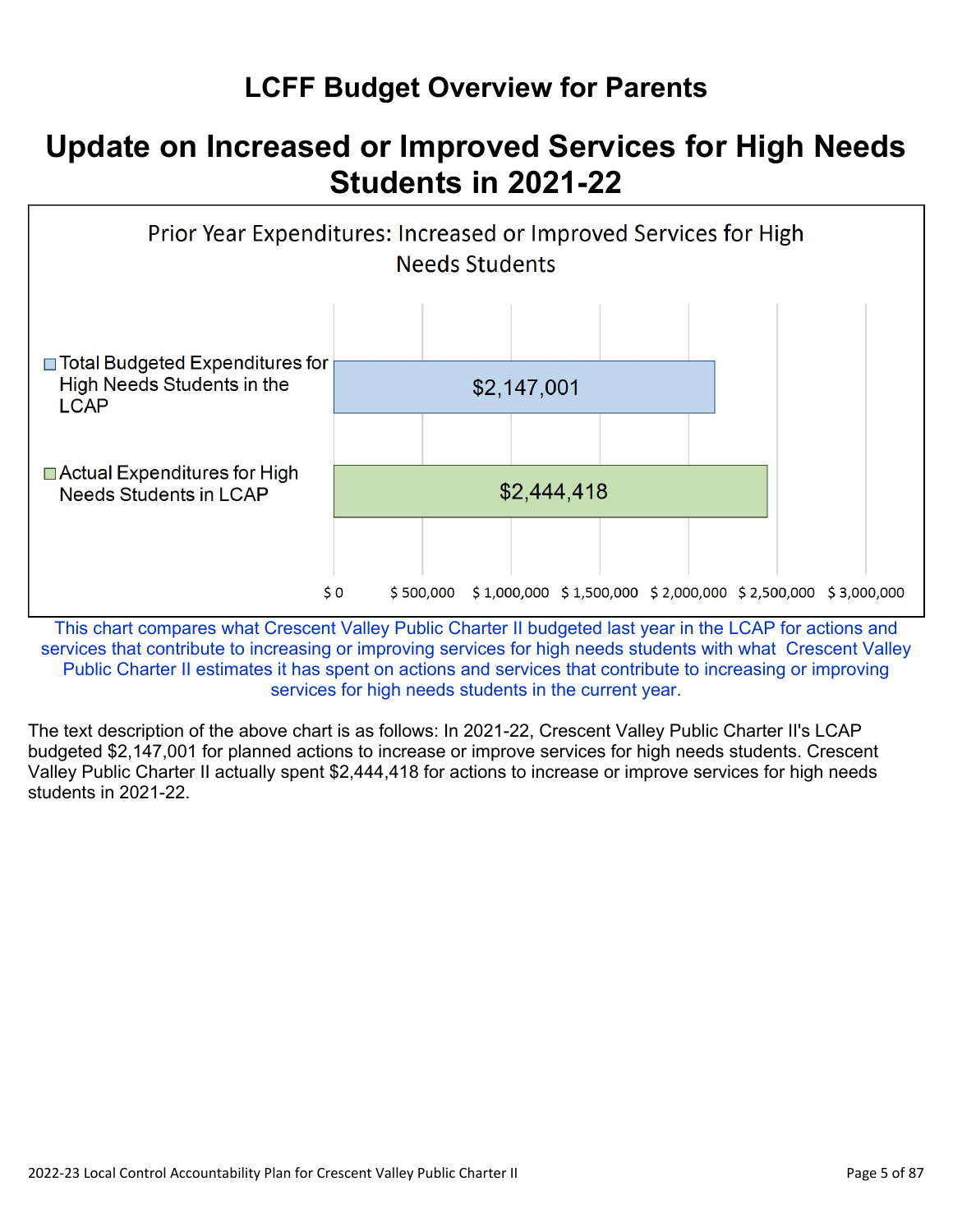# LCFF Budget Overview for Parents

## Update on Increased or Improved Services for High Needs Students in 2021-22

Prior Year Expenditures: Increased or Improved Services for High Needs Students

Total Budgeted Expenditures for High Needs Students in the LCAP

$2,147,001

Actual Expenditures for High Needs Students in LCAP

$2,444,418

$ 0
$ 500,000
$ 1,000,000
$ 1,500,000
$ 2,000,000
$ 2,500,000
$ 3,000,000

This chart compares what Crescent Valley Public Charter II budgeted last year in the LCAP for actions and services that contribute to increasing or improving services for high needs students with what Crescent Valley Public Charter II estimates it has spent on actions and services that contribute to increasing or improving services for high needs students in the current year.

The text description of the above chart is as follows: In 2021-22, Crescent Valley Public Charter II's LCAP budgeted $2,147,001 for planned actions to increase or improve services for high needs students. Crescent Valley Public Charter II actually spent $2,444,418 for actions to increase or improve services for high needs students in 2021-22.